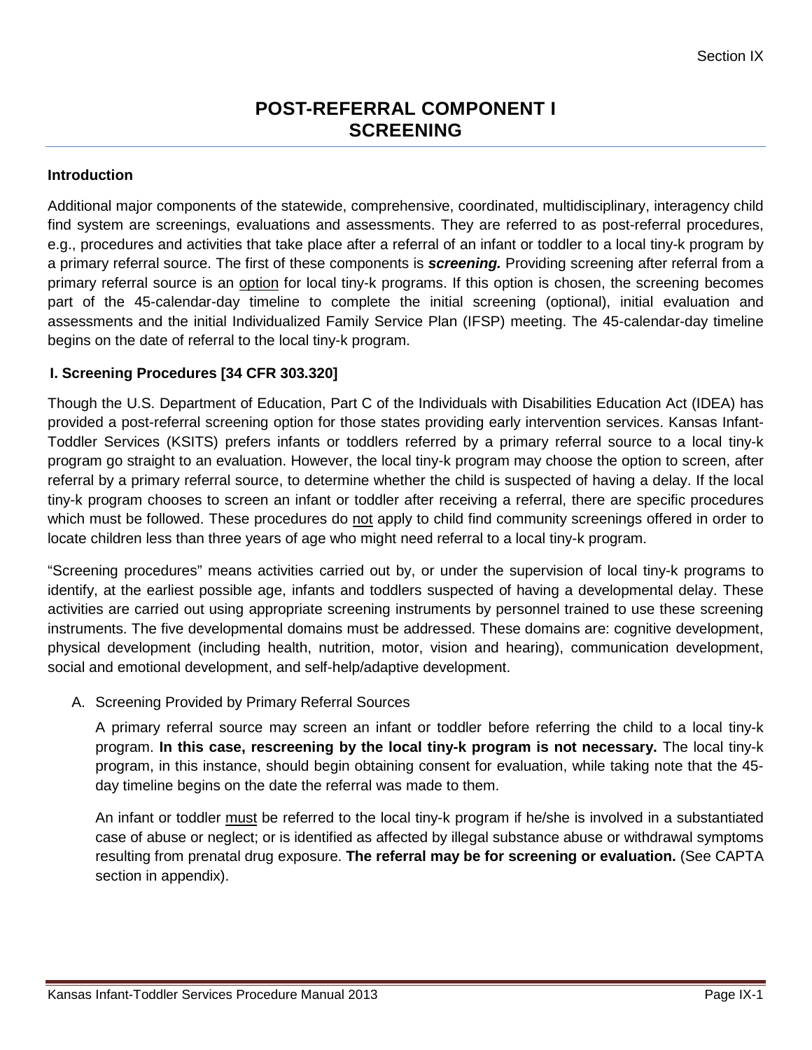# POST-REFERRAL COMPONENT I SCREENING

## Introduction

Additional major components of the statewide, comprehensive, coordinated, multidisciplinary, interagency child find system are screenings, evaluations and assessments. They are referred to as post-referral procedures, e.g., procedures and activities that take place after a referral of an infant or toddler to a local tiny-k program by a primary referral source. The first of these components is ***screening.*** Providing screening after referral from a primary referral source is an <u>option</u> for local tiny-k programs. If this option is chosen, the screening becomes part of the 45-calendar-day timeline to complete the initial screening (optional), initial evaluation and assessments and the initial Individualized Family Service Plan (IFSP) meeting. The 45-calendar-day timeline begins on the date of referral to the local tiny-k program.

## I. Screening Procedures [34 CFR 303.320]

Though the U.S. Department of Education, Part C of the Individuals with Disabilities Education Act (IDEA) has provided a post-referral screening option for those states providing early intervention services. Kansas Infant-Toddler Services (KSITS) prefers infants or toddlers referred by a primary referral source to a local tiny-k program go straight to an evaluation. However, the local tiny-k program may choose the option to screen, after referral by a primary referral source, to determine whether the child is suspected of having a delay. If the local tiny-k program chooses to screen an infant or toddler after receiving a referral, there are specific procedures which must be followed. These procedures do <u>not</u> apply to child find community screenings offered in order to locate children less than three years of age who might need referral to a local tiny-k program.

"Screening procedures" means activities carried out by, or under the supervision of local tiny-k programs to identify, at the earliest possible age, infants and toddlers suspected of having a developmental delay. These activities are carried out using appropriate screening instruments by personnel trained to use these screening instruments. The five developmental domains must be addressed. These domains are: cognitive development, physical development (including health, nutrition, motor, vision and hearing), communication development, social and emotional development, and self-help/adaptive development.

A. Screening Provided by Primary Referral Sources

A primary referral source may screen an infant or toddler before referring the child to a local tiny-k program. **In this case, rescreening by the local tiny-k program is not necessary.** The local tiny-k program, in this instance, should begin obtaining consent for evaluation, while taking note that the 45-day timeline begins on the date the referral was made to them.

An infant or toddler <u>must</u> be referred to the local tiny-k program if he/she is involved in a substantiated case of abuse or neglect; or is identified as affected by illegal substance abuse or withdrawal symptoms resulting from prenatal drug exposure. **The referral may be for screening or evaluation.** (See CAPTA section in appendix).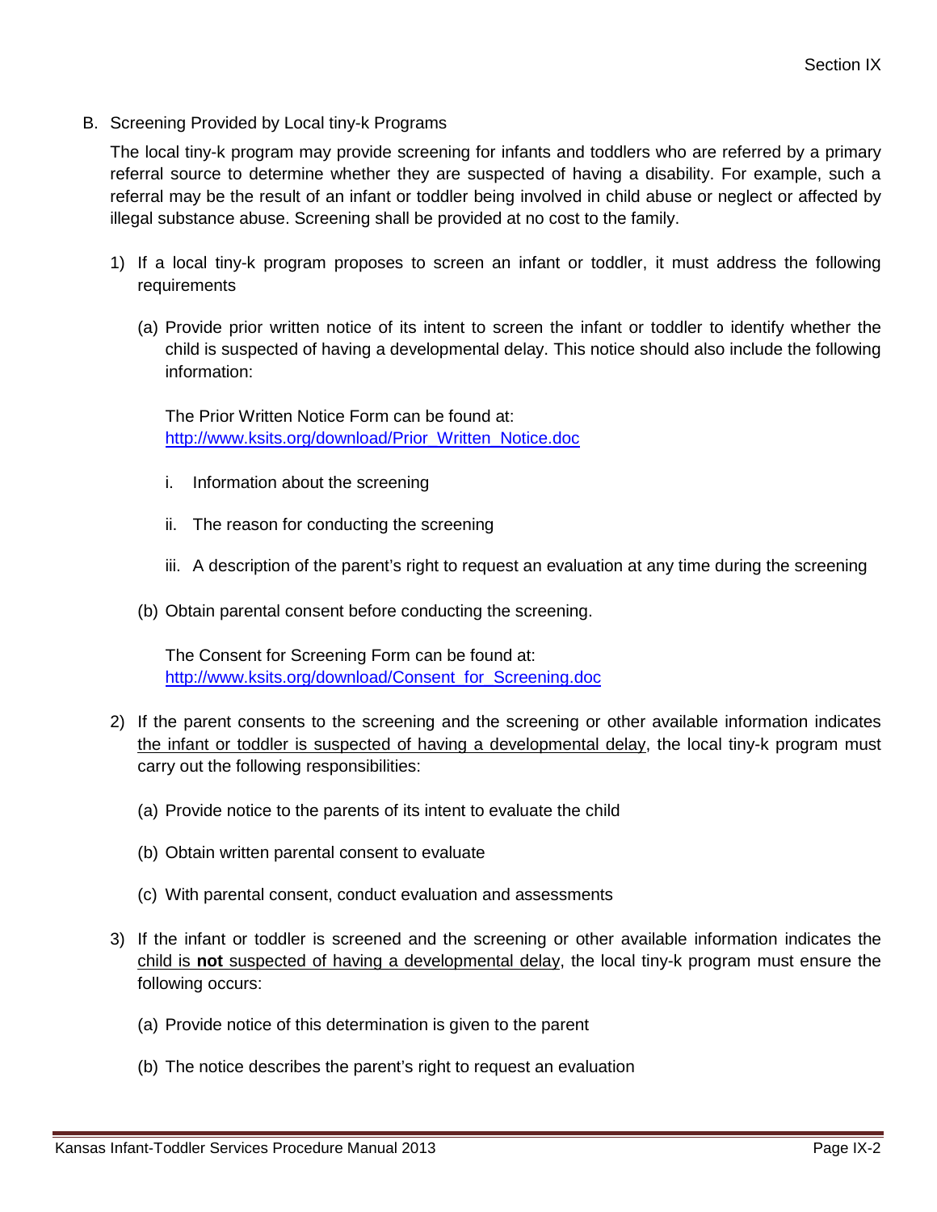B. Screening Provided by Local tiny-k Programs

The local tiny-k program may provide screening for infants and toddlers who are referred by a primary referral source to determine whether they are suspected of having a disability. For example, such a referral may be the result of an infant or toddler being involved in child abuse or neglect or affected by illegal substance abuse. Screening shall be provided at no cost to the family.

1) If a local tiny-k program proposes to screen an infant or toddler, it must address the following requirements

   (a) Provide prior written notice of its intent to screen the infant or toddler to identify whether the child is suspected of having a developmental delay. This notice should also include the following information:

   The Prior Written Notice Form can be found at: [http://www.ksits.org/download/Prior_Written_Notice.doc](http://www.ksits.org/download/Prior_Written_Notice.doc)

      i. Information about the screening

      ii. The reason for conducting the screening

      iii. A description of the parent's right to request an evaluation at any time during the screening

   (b) Obtain parental consent before conducting the screening.

   The Consent for Screening Form can be found at: [http://www.ksits.org/download/Consent_for_Screening.doc](http://www.ksits.org/download/Consent_for_Screening.doc)

2) If the parent consents to the screening and the screening or other available information indicates <u>the infant or toddler is suspected of having a developmental delay</u>, the local tiny-k program must carry out the following responsibilities:

   (a) Provide notice to the parents of its intent to evaluate the child

   (b) Obtain written parental consent to evaluate

   (c) With parental consent, conduct evaluation and assessments

3) If the infant or toddler is screened and the screening or other available information indicates the <u>child is **not** suspected of having a developmental delay</u>, the local tiny-k program must ensure the following occurs:

   (a) Provide notice of this determination is given to the parent

   (b) The notice describes the parent's right to request an evaluation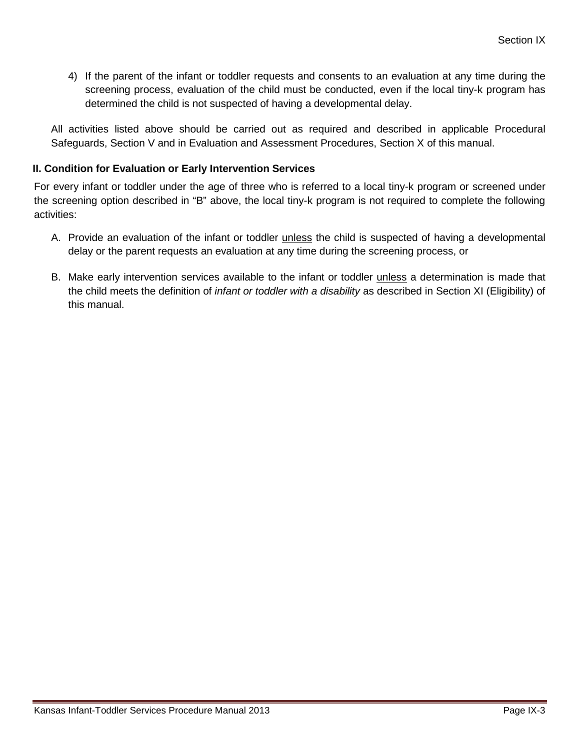4) If the parent of the infant or toddler requests and consents to an evaluation at any time during the screening process, evaluation of the child must be conducted, even if the local tiny-k program has determined the child is not suspected of having a developmental delay.

All activities listed above should be carried out as required and described in applicable Procedural Safeguards, Section V and in Evaluation and Assessment Procedures, Section X of this manual.

**II. Condition for Evaluation or Early Intervention Services**

For every infant or toddler under the age of three who is referred to a local tiny-k program or screened under the screening option described in "B" above, the local tiny-k program is not required to complete the following activities:

A. Provide an evaluation of the infant or toddler unless the child is suspected of having a developmental delay or the parent requests an evaluation at any time during the screening process, or

B. Make early intervention services available to the infant or toddler unless a determination is made that the child meets the definition of *infant or toddler with a disability* as described in Section XI (Eligibility) of this manual.